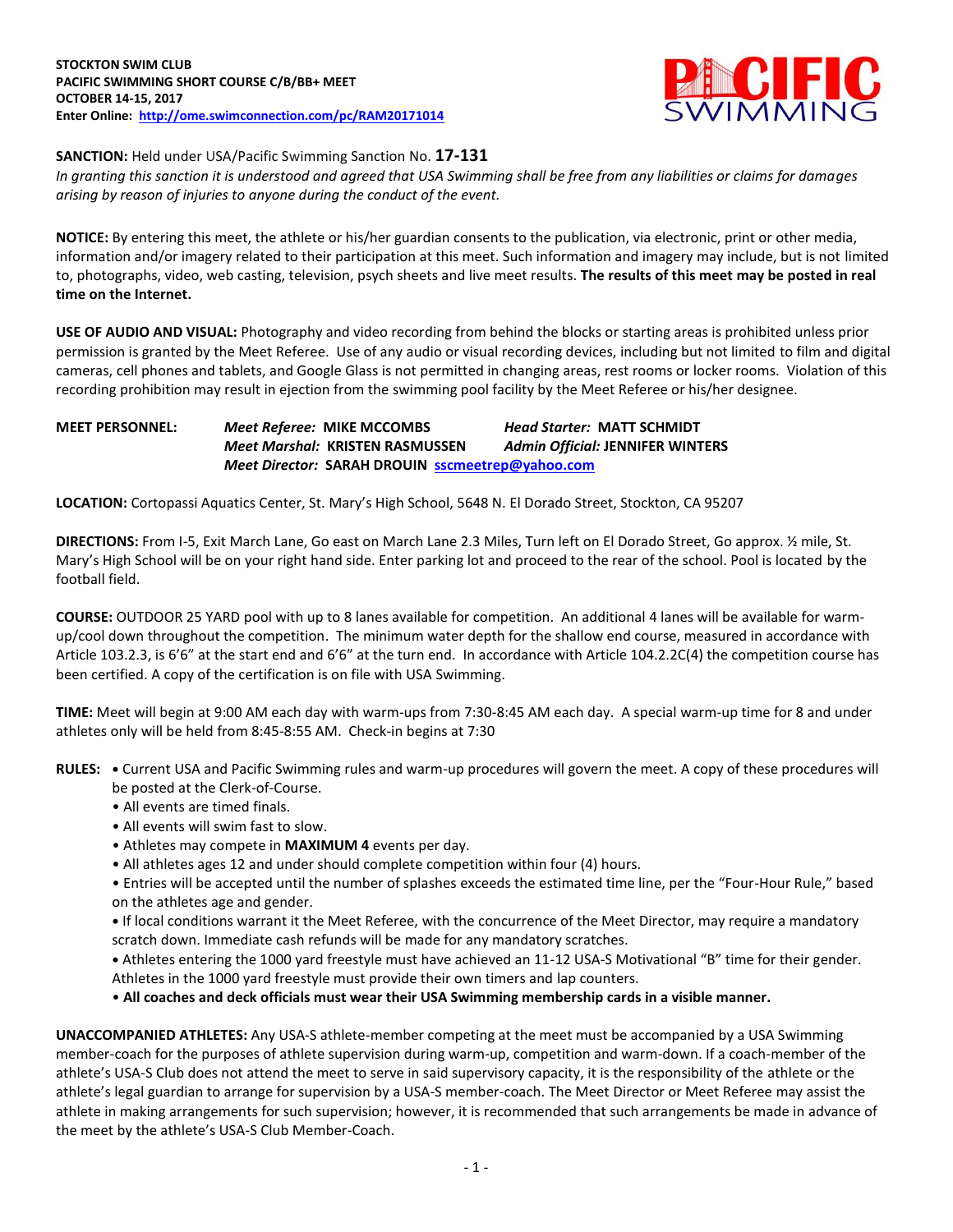**STOCKTON SWIM CLUB**
**PACIFIC SWIMMING SHORT COURSE C/B/BB+ MEET**
**OCTOBER 14-15, 2017**
**Enter Online: http://ome.swimconnection.com/pc/RAM20171014**

**SANCTION:** Held under USA/Pacific Swimming Sanction No. **17-131**
*In granting this sanction it is understood and agreed that USA Swimming shall be free from any liabilities or claims for damages arising by reason of injuries to anyone during the conduct of the event.*

**NOTICE:** By entering this meet, the athlete or his/her guardian consents to the publication, via electronic, print or other media, information and/or imagery related to their participation at this meet. Such information and imagery may include, but is not limited to, photographs, video, web casting, television, psych sheets and live meet results. **The results of this meet may be posted in real time on the Internet.**

**USE OF AUDIO AND VISUAL:** Photography and video recording from behind the blocks or starting areas is prohibited unless prior permission is granted by the Meet Referee. Use of any audio or visual recording devices, including but not limited to film and digital cameras, cell phones and tablets, and Google Glass is not permitted in changing areas, rest rooms or locker rooms. Violation of this recording prohibition may result in ejection from the swimming pool facility by the Meet Referee or his/her designee.

**MEET PERSONNEL:** *Meet Referee:* **MIKE MCCOMBS** *Head Starter:* **MATT SCHMIDT**
*Meet Marshal:* **KRISTEN RASMUSSEN** *Admin Official:* **JENNIFER WINTERS**
*Meet Director:* **SARAH DROUIN sscmeetrep@yahoo.com**

**LOCATION:** Cortopassi Aquatics Center, St. Mary's High School, 5648 N. El Dorado Street, Stockton, CA 95207

**DIRECTIONS:** From I-5, Exit March Lane, Go east on March Lane 2.3 Miles, Turn left on El Dorado Street, Go approx. ½ mile, St. Mary's High School will be on your right hand side. Enter parking lot and proceed to the rear of the school. Pool is located by the football field.

**COURSE:** OUTDOOR 25 YARD pool with up to 8 lanes available for competition. An additional 4 lanes will be available for warm-up/cool down throughout the competition. The minimum water depth for the shallow end course, measured in accordance with Article 103.2.3, is 6'6" at the start end and 6'6" at the turn end. In accordance with Article 104.2.2C(4) the competition course has been certified. A copy of the certification is on file with USA Swimming.

**TIME:** Meet will begin at 9:00 AM each day with warm-ups from 7:30-8:45 AM each day. A special warm-up time for 8 and under athletes only will be held from 8:45-8:55 AM. Check-in begins at 7:30

**RULES:**
- Current USA and Pacific Swimming rules and warm-up procedures will govern the meet. A copy of these procedures will be posted at the Clerk-of-Course.
- All events are timed finals.
- All events will swim fast to slow.
- Athletes may compete in **MAXIMUM 4** events per day.
- All athletes ages 12 and under should complete competition within four (4) hours.
- Entries will be accepted until the number of splashes exceeds the estimated time line, per the "Four-Hour Rule," based on the athletes age and gender.
- If local conditions warrant it the Meet Referee, with the concurrence of the Meet Director, may require a mandatory scratch down. Immediate cash refunds will be made for any mandatory scratches.
- Athletes entering the 1000 yard freestyle must have achieved an 11-12 USA-S Motivational "B" time for their gender. Athletes in the 1000 yard freestyle must provide their own timers and lap counters.
- **All coaches and deck officials must wear their USA Swimming membership cards in a visible manner.**

**UNACCOMPANIED ATHLETES:** Any USA-S athlete-member competing at the meet must be accompanied by a USA Swimming member-coach for the purposes of athlete supervision during warm-up, competition and warm-down. If a coach-member of the athlete's USA-S Club does not attend the meet to serve in said supervisory capacity, it is the responsibility of the athlete or the athlete's legal guardian to arrange for supervision by a USA-S member-coach. The Meet Director or Meet Referee may assist the athlete in making arrangements for such supervision; however, it is recommended that such arrangements be made in advance of the meet by the athlete's USA-S Club Member-Coach.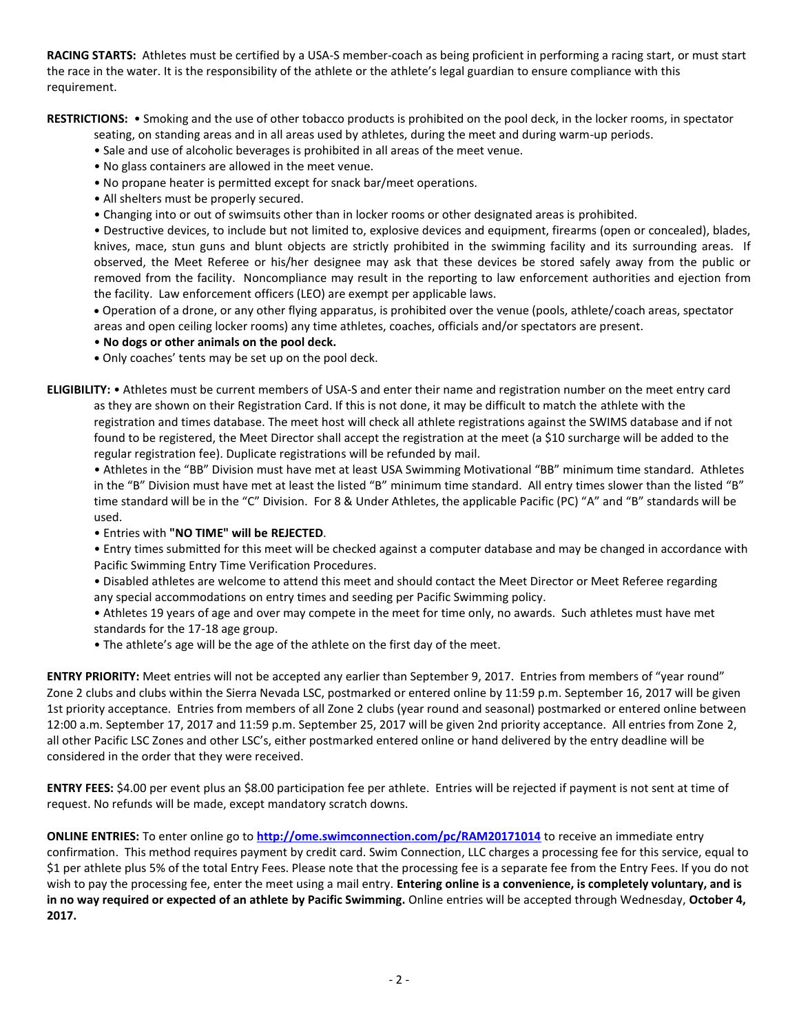**RACING STARTS:** Athletes must be certified by a USA-S member-coach as being proficient in performing a racing start, or must start the race in the water. It is the responsibility of the athlete or the athlete's legal guardian to ensure compliance with this requirement.

**RESTRICTIONS:** • Smoking and the use of other tobacco products is prohibited on the pool deck, in the locker rooms, in spectator seating, on standing areas and in all areas used by athletes, during the meet and during warm-up periods.

- Sale and use of alcoholic beverages is prohibited in all areas of the meet venue.
- No glass containers are allowed in the meet venue.
- No propane heater is permitted except for snack bar/meet operations.
- All shelters must be properly secured.
- Changing into or out of swimsuits other than in locker rooms or other designated areas is prohibited.
- Destructive devices, to include but not limited to, explosive devices and equipment, firearms (open or concealed), blades, knives, mace, stun guns and blunt objects are strictly prohibited in the swimming facility and its surrounding areas. If observed, the Meet Referee or his/her designee may ask that these devices be stored safely away from the public or removed from the facility. Noncompliance may result in the reporting to law enforcement authorities and ejection from the facility. Law enforcement officers (LEO) are exempt per applicable laws.
- Operation of a drone, or any other flying apparatus, is prohibited over the venue (pools, athlete/coach areas, spectator areas and open ceiling locker rooms) any time athletes, coaches, officials and/or spectators are present.
- **No dogs or other animals on the pool deck.**
- Only coaches' tents may be set up on the pool deck.

**ELIGIBILITY:** • Athletes must be current members of USA-S and enter their name and registration number on the meet entry card as they are shown on their Registration Card. If this is not done, it may be difficult to match the athlete with the registration and times database. The meet host will check all athlete registrations against the SWIMS database and if not found to be registered, the Meet Director shall accept the registration at the meet (a $10 surcharge will be added to the regular registration fee). Duplicate registrations will be refunded by mail.

- Athletes in the "BB" Division must have met at least USA Swimming Motivational "BB" minimum time standard. Athletes in the "B" Division must have met at least the listed "B" minimum time standard. All entry times slower than the listed "B" time standard will be in the "C" Division. For 8 & Under Athletes, the applicable Pacific (PC) "A" and "B" standards will be used.
- Entries with **"NO TIME" will be REJECTED**.
- Entry times submitted for this meet will be checked against a computer database and may be changed in accordance with Pacific Swimming Entry Time Verification Procedures.
- Disabled athletes are welcome to attend this meet and should contact the Meet Director or Meet Referee regarding any special accommodations on entry times and seeding per Pacific Swimming policy.
- Athletes 19 years of age and over may compete in the meet for time only, no awards. Such athletes must have met standards for the 17-18 age group.
- The athlete's age will be the age of the athlete on the first day of the meet.

**ENTRY PRIORITY:** Meet entries will not be accepted any earlier than September 9, 2017. Entries from members of "year round" Zone 2 clubs and clubs within the Sierra Nevada LSC, postmarked or entered online by 11:59 p.m. September 16, 2017 will be given 1st priority acceptance. Entries from members of all Zone 2 clubs (year round and seasonal) postmarked or entered online between 12:00 a.m. September 17, 2017 and 11:59 p.m. September 25, 2017 will be given 2nd priority acceptance. All entries from Zone 2, all other Pacific LSC Zones and other LSC's, either postmarked entered online or hand delivered by the entry deadline will be considered in the order that they were received.

**ENTRY FEES:** $4.00 per event plus an $8.00 participation fee per athlete. Entries will be rejected if payment is not sent at time of request. No refunds will be made, except mandatory scratch downs.

**ONLINE ENTRIES:** To enter online go to **http://ome.swimconnection.com/pc/RAM20171014** to receive an immediate entry confirmation. This method requires payment by credit card. Swim Connection, LLC charges a processing fee for this service, equal to $1 per athlete plus 5% of the total Entry Fees. Please note that the processing fee is a separate fee from the Entry Fees. If you do not wish to pay the processing fee, enter the meet using a mail entry. **Entering online is a convenience, is completely voluntary, and is in no way required or expected of an athlete by Pacific Swimming.** Online entries will be accepted through Wednesday, **October 4, 2017.**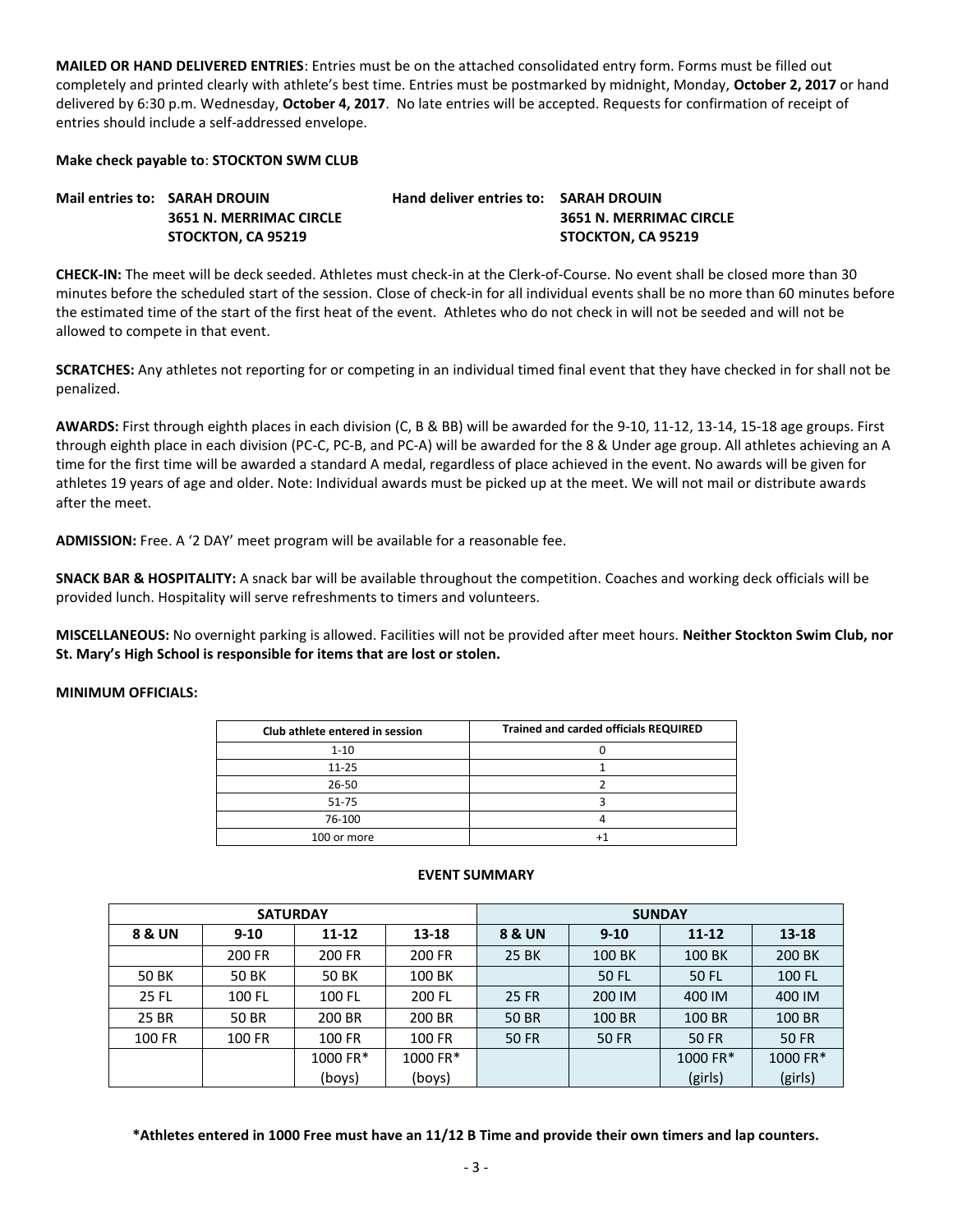**MAILED OR HAND DELIVERED ENTRIES**: Entries must be on the attached consolidated entry form. Forms must be filled out completely and printed clearly with athlete's best time. Entries must be postmarked by midnight, Monday, **October 2, 2017** or hand delivered by 6:30 p.m. Wednesday, **October 4, 2017**. No late entries will be accepted. Requests for confirmation of receipt of entries should include a self-addressed envelope.

**Make check payable to**: **STOCKTON SWM CLUB**

**Mail entries to: SARAH DROUIN**
**3651 N. MERRIMAC CIRCLE**
**STOCKTON, CA 95219**

**Hand deliver entries to: SARAH DROUIN**
**3651 N. MERRIMAC CIRCLE**
**STOCKTON, CA 95219**

**CHECK-IN:** The meet will be deck seeded. Athletes must check-in at the Clerk-of-Course. No event shall be closed more than 30 minutes before the scheduled start of the session. Close of check-in for all individual events shall be no more than 60 minutes before the estimated time of the start of the first heat of the event. Athletes who do not check in will not be seeded and will not be allowed to compete in that event.

**SCRATCHES:** Any athletes not reporting for or competing in an individual timed final event that they have checked in for shall not be penalized.

**AWARDS:** First through eighth places in each division (C, B & BB) will be awarded for the 9-10, 11-12, 13-14, 15-18 age groups. First through eighth place in each division (PC-C, PC-B, and PC-A) will be awarded for the 8 & Under age group. All athletes achieving an A time for the first time will be awarded a standard A medal, regardless of place achieved in the event. No awards will be given for athletes 19 years of age and older. Note: Individual awards must be picked up at the meet. We will not mail or distribute awards after the meet.

**ADMISSION:** Free. A '2 DAY' meet program will be available for a reasonable fee.

**SNACK BAR & HOSPITALITY:** A snack bar will be available throughout the competition. Coaches and working deck officials will be provided lunch. Hospitality will serve refreshments to timers and volunteers.

**MISCELLANEOUS:** No overnight parking is allowed. Facilities will not be provided after meet hours. **Neither Stockton Swim Club, nor St. Mary's High School is responsible for items that are lost or stolen.**

**MINIMUM OFFICIALS:**

| Club athlete entered in session | Trained and carded officials REQUIRED |
|---|---|
| 1-10 | 0 |
| 11-25 | 1 |
| 26-50 | 2 |
| 51-75 | 3 |
| 76-100 | 4 |
| 100 or more | +1 |

**EVENT SUMMARY**

| SATURDAY | | | | SUNDAY | | | |
|---|---|---|---|---|---|---|---|
| 8 & UN | 9-10 | 11-12 | 13-18 | 8 & UN | 9-10 | 11-12 | 13-18 |
| | 200 FR | 200 FR | 200 FR | 25 BK | 100 BK | 100 BK | 200 BK |
| 50 BK | 50 BK | 50 BK | 100 BK | | 50 FL | 50 FL | 100 FL |
| 25 FL | 100 FL | 100 FL | 200 FL | 25 FR | 200 IM | 400 IM | 400 IM |
| 25 BR | 50 BR | 200 BR | 200 BR | 50 BR | 100 BR | 100 BR | 100 BR |
| 100 FR | 100 FR | 100 FR | 100 FR | 50 FR | 50 FR | 50 FR | 50 FR |
| | | 1000 FR* (boys) | 1000 FR* (boys) | | | 1000 FR* (girls) | 1000 FR* (girls) |

**\*Athletes entered in 1000 Free must have an 11/12 B Time and provide their own timers and lap counters.**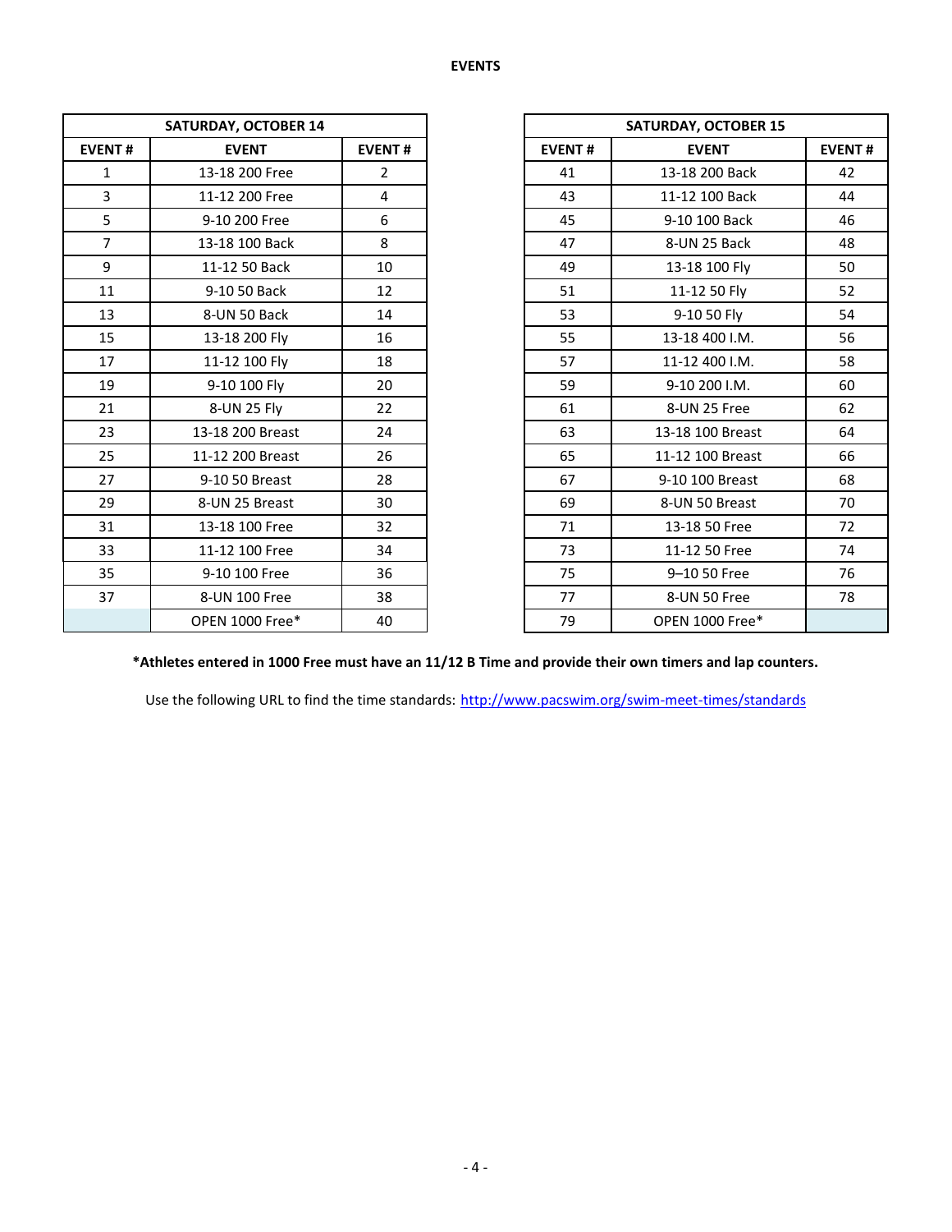## EVENTS

| SATURDAY, OCTOBER 14 | | |
|---|---|---|
| EVENT # | EVENT | EVENT # |
| 1 | 13-18 200 Free | 2 |
| 3 | 11-12 200 Free | 4 |
| 5 | 9-10 200 Free | 6 |
| 7 | 13-18 100 Back | 8 |
| 9 | 11-12 50 Back | 10 |
| 11 | 9-10 50 Back | 12 |
| 13 | 8-UN 50 Back | 14 |
| 15 | 13-18 200 Fly | 16 |
| 17 | 11-12 100 Fly | 18 |
| 19 | 9-10 100 Fly | 20 |
| 21 | 8-UN 25 Fly | 22 |
| 23 | 13-18 200 Breast | 24 |
| 25 | 11-12 200 Breast | 26 |
| 27 | 9-10 50 Breast | 28 |
| 29 | 8-UN 25 Breast | 30 |
| 31 | 13-18 100 Free | 32 |
| 33 | 11-12 100 Free | 34 |
| 35 | 9-10 100 Free | 36 |
| 37 | 8-UN 100 Free | 38 |
| | OPEN 1000 Free* | 40 |

| SATURDAY, OCTOBER 15 | | |
|---|---|---|
| EVENT # | EVENT | EVENT # |
| 41 | 13-18 200 Back | 42 |
| 43 | 11-12 100 Back | 44 |
| 45 | 9-10 100 Back | 46 |
| 47 | 8-UN 25 Back | 48 |
| 49 | 13-18 100 Fly | 50 |
| 51 | 11-12 50 Fly | 52 |
| 53 | 9-10 50 Fly | 54 |
| 55 | 13-18 400 I.M. | 56 |
| 57 | 11-12 400 I.M. | 58 |
| 59 | 9-10 200 I.M. | 60 |
| 61 | 8-UN 25 Free | 62 |
| 63 | 13-18 100 Breast | 64 |
| 65 | 11-12 100 Breast | 66 |
| 67 | 9-10 100 Breast | 68 |
| 69 | 8-UN 50 Breast | 70 |
| 71 | 13-18 50 Free | 72 |
| 73 | 11-12 50 Free | 74 |
| 75 | 9–10 50 Free | 76 |
| 77 | 8-UN 50 Free | 78 |
| 79 | OPEN 1000 Free* | |

**\*Athletes entered in 1000 Free must have an 11/12 B Time and provide their own timers and lap counters.**

Use the following URL to find the time standards: http://www.pacswim.org/swim-meet-times/standards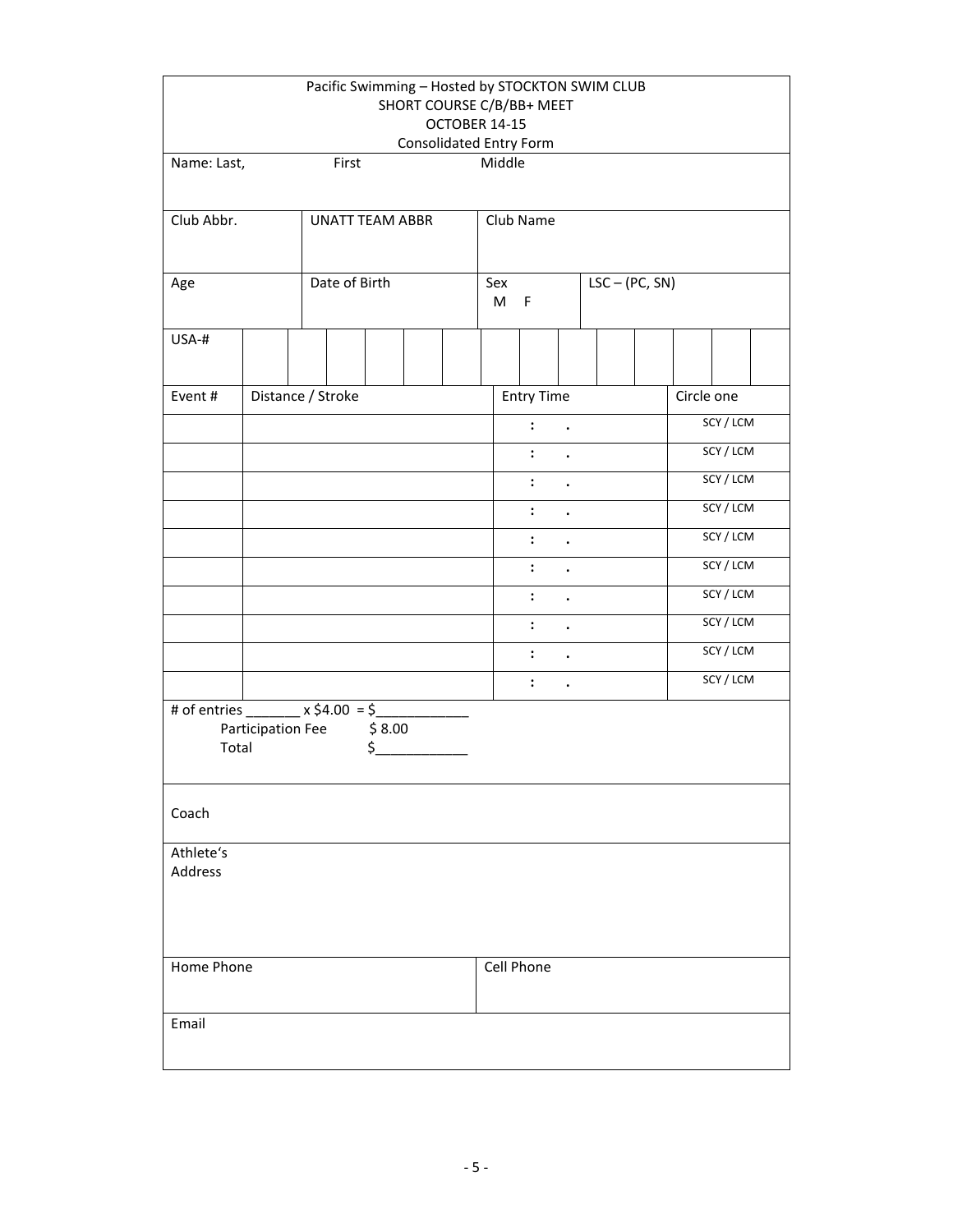Pacific Swimming – Hosted by STOCKTON SWIM CLUB
SHORT COURSE C/B/BB+ MEET
OCTOBER 14-15
Consolidated Entry Form

| Name: Last, | First | Middle |
|---|---|---|
| | | |

| Club Abbr. | UNATT TEAM ABBR | Club Name |
|---|---|---|
| | | |

| Age | Date of Birth | Sex M F | LSC – (PC, SN) |
|---|---|---|---|
| | | | |

| USA-# | | | | | | | | | | | | | | |
|---|---|---|---|---|---|---|---|---|---|---|---|---|---|---|
| | | | | | | | | | | | | | | |

| Event # | Distance / Stroke | Entry Time | Circle one |
|---|---|---|---|
| | | : . | SCY / LCM |
| | | : . | SCY / LCM |
| | | : . | SCY / LCM |
| | | : . | SCY / LCM |
| | | : . | SCY / LCM |
| | | : . | SCY / LCM |
| | | : . | SCY / LCM |
| | | : . | SCY / LCM |
| | | : . | SCY / LCM |
| | | : . | SCY / LCM |

# of entries _______ x $4.00 = $____________
Participation Fee $ 8.00
Total $____________

Coach

Athlete's Address

| Home Phone | Cell Phone |
|---|---|
| | |

Email